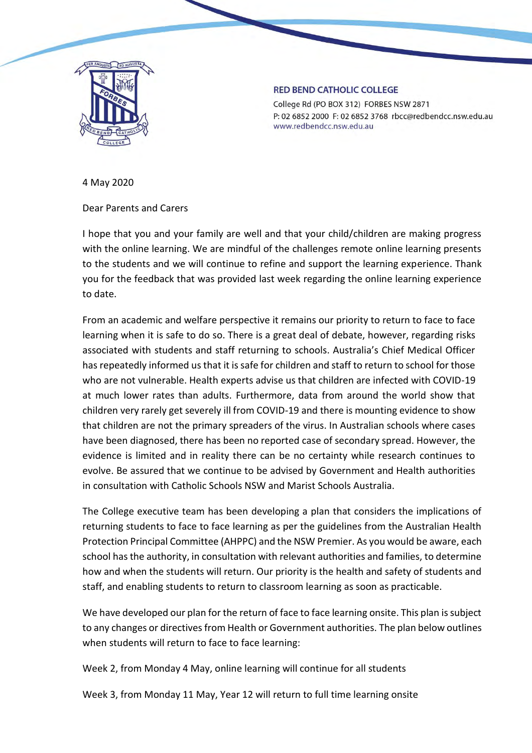**RED BEND CATHOLIC COLLEGE**
College Rd (PO BOX 312) FORBES NSW 2871
P: 02 6852 2000 F: 02 6852 3768 rbcc@redbendcc.nsw.edu.au
www.redbendcc.nsw.edu.au

4 May 2020

Dear Parents and Carers

I hope that you and your family are well and that your child/children are making progress with the online learning. We are mindful of the challenges remote online learning presents to the students and we will continue to refine and support the learning experience. Thank you for the feedback that was provided last week regarding the online learning experience to date.

From an academic and welfare perspective it remains our priority to return to face to face learning when it is safe to do so. There is a great deal of debate, however, regarding risks associated with students and staff returning to schools. Australia's Chief Medical Officer has repeatedly informed us that it is safe for children and staff to return to school for those who are not vulnerable. Health experts advise us that children are infected with COVID-19 at much lower rates than adults. Furthermore, data from around the world show that children very rarely get severely ill from COVID-19 and there is mounting evidence to show that children are not the primary spreaders of the virus. In Australian schools where cases have been diagnosed, there has been no reported case of secondary spread. However, the evidence is limited and in reality there can be no certainty while research continues to evolve. Be assured that we continue to be advised by Government and Health authorities in consultation with Catholic Schools NSW and Marist Schools Australia.

The College executive team has been developing a plan that considers the implications of returning students to face to face learning as per the guidelines from the Australian Health Protection Principal Committee (AHPPC) and the NSW Premier. As you would be aware, each school has the authority, in consultation with relevant authorities and families, to determine how and when the students will return. Our priority is the health and safety of students and staff, and enabling students to return to classroom learning as soon as practicable.

We have developed our plan for the return of face to face learning onsite. This plan is subject to any changes or directives from Health or Government authorities. The plan below outlines when students will return to face to face learning:

Week 2, from Monday 4 May, online learning will continue for all students

Week 3, from Monday 11 May, Year 12 will return to full time learning onsite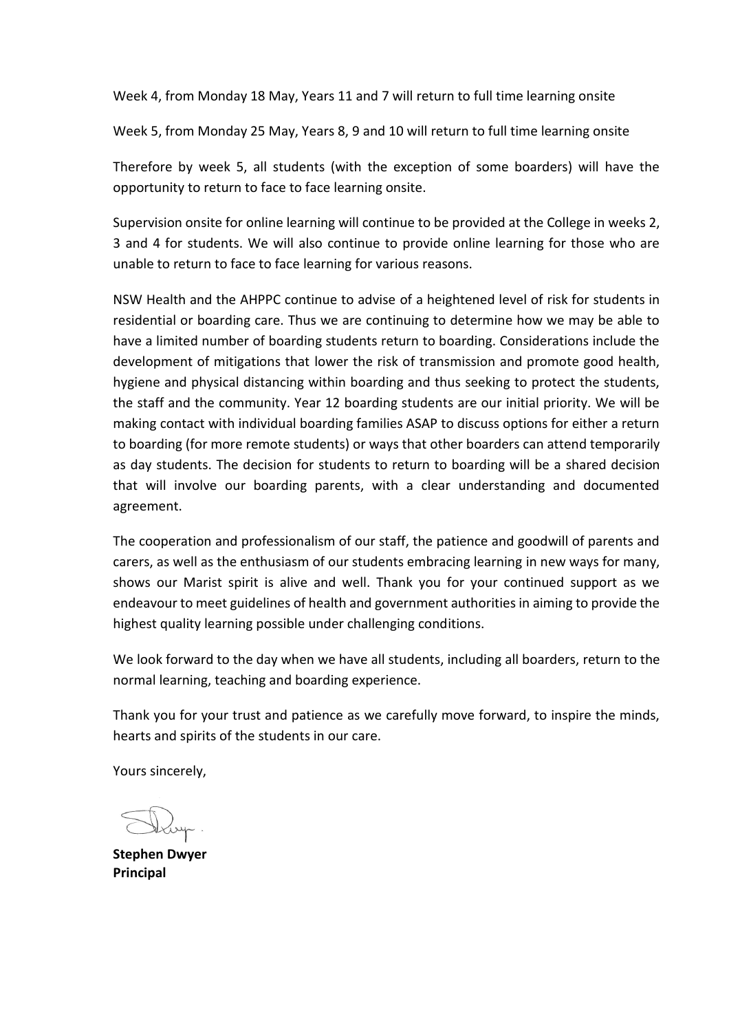Week 4, from Monday 18 May, Years 11 and 7 will return to full time learning onsite

Week 5, from Monday 25 May, Years 8, 9 and 10 will return to full time learning onsite

Therefore by week 5, all students (with the exception of some boarders) will have the opportunity to return to face to face learning onsite.

Supervision onsite for online learning will continue to be provided at the College in weeks 2, 3 and 4 for students. We will also continue to provide online learning for those who are unable to return to face to face learning for various reasons.

NSW Health and the AHPPC continue to advise of a heightened level of risk for students in residential or boarding care. Thus we are continuing to determine how we may be able to have a limited number of boarding students return to boarding. Considerations include the development of mitigations that lower the risk of transmission and promote good health, hygiene and physical distancing within boarding and thus seeking to protect the students, the staff and the community. Year 12 boarding students are our initial priority. We will be making contact with individual boarding families ASAP to discuss options for either a return to boarding (for more remote students) or ways that other boarders can attend temporarily as day students. The decision for students to return to boarding will be a shared decision that will involve our boarding parents, with a clear understanding and documented agreement.

The cooperation and professionalism of our staff, the patience and goodwill of parents and carers, as well as the enthusiasm of our students embracing learning in new ways for many, shows our Marist spirit is alive and well. Thank you for your continued support as we endeavour to meet guidelines of health and government authorities in aiming to provide the highest quality learning possible under challenging conditions.

We look forward to the day when we have all students, including all boarders, return to the normal learning, teaching and boarding experience.

Thank you for your trust and patience as we carefully move forward, to inspire the minds, hearts and spirits of the students in our care.

Yours sincerely,

**Stephen Dwyer**
**Principal**